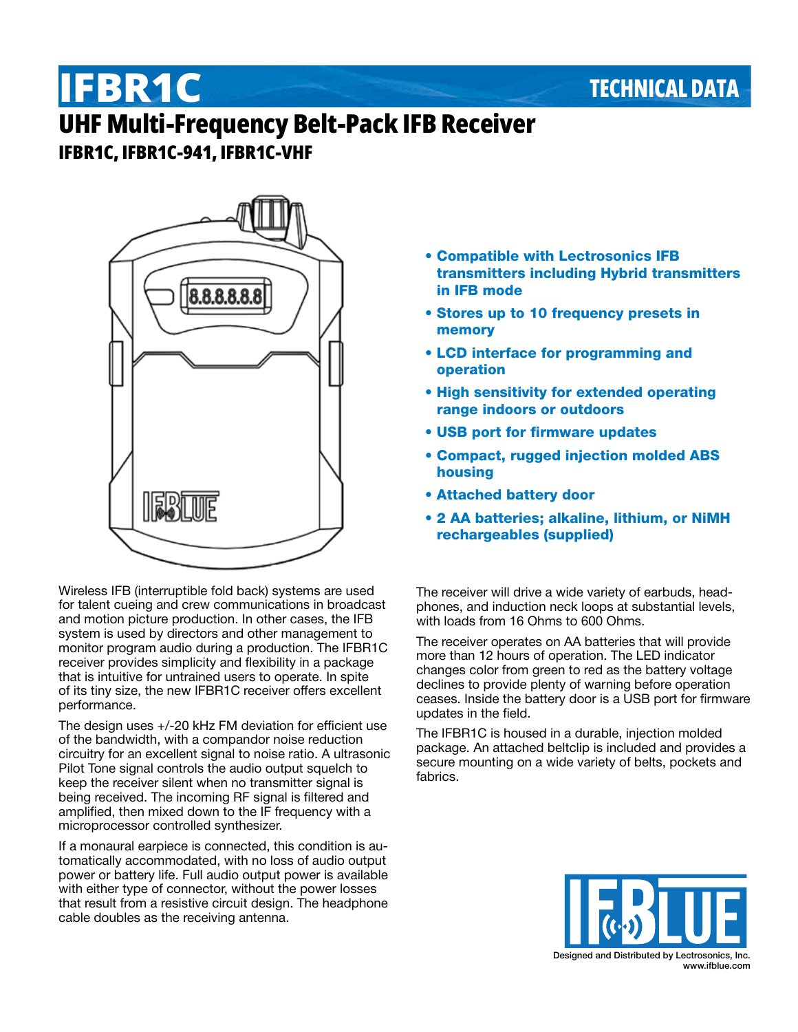# IFBR1C

TECHNICAL DATA

## UHF Multi-Frequency Belt-Pack IFB Receiver

### IFBR1C, IFBR1C-941, IFBR1C-VHF

- **Compatible with Lectrosonics IFB transmitters including Hybrid transmitters in IFB mode**
- **Stores up to 10 frequency presets in memory**
- **LCD interface for programming and operation**
- **High sensitivity for extended operating range indoors or outdoors**
- **USB port for firmware updates**
- **Compact, rugged injection molded ABS housing**
- **Attached battery door**
- **2 AA batteries; alkaline, lithium, or NiMH rechargeables (supplied)**

Wireless IFB (interruptible fold back) systems are used for talent cueing and crew communications in broadcast and motion picture production. In other cases, the IFB system is used by directors and other management to monitor program audio during a production. The IFBR1C receiver provides simplicity and flexibility in a package that is intuitive for untrained users to operate. In spite of its tiny size, the new IFBR1C receiver offers excellent performance.

The design uses +/-20 kHz FM deviation for efficient use of the bandwidth, with a compandor noise reduction circuitry for an excellent signal to noise ratio. A ultrasonic Pilot Tone signal controls the audio output squelch to keep the receiver silent when no transmitter signal is being received. The incoming RF signal is filtered and amplified, then mixed down to the IF frequency with a microprocessor controlled synthesizer.

If a monaural earpiece is connected, this condition is automatically accommodated, with no loss of audio output power or battery life. Full audio output power is available with either type of connector, without the power losses that result from a resistive circuit design. The headphone cable doubles as the receiving antenna.

The receiver will drive a wide variety of earbuds, headphones, and induction neck loops at substantial levels, with loads from 16 Ohms to 600 Ohms.

The receiver operates on AA batteries that will provide more than 12 hours of operation. The LED indicator changes color from green to red as the battery voltage declines to provide plenty of warning before operation ceases. Inside the battery door is a USB port for firmware updates in the field.

The IFBR1C is housed in a durable, injection molded package. An attached beltclip is included and provides a secure mounting on a wide variety of belts, pockets and fabrics.

Designed and Distributed by Lectrosonics, Inc.
www.ifblue.com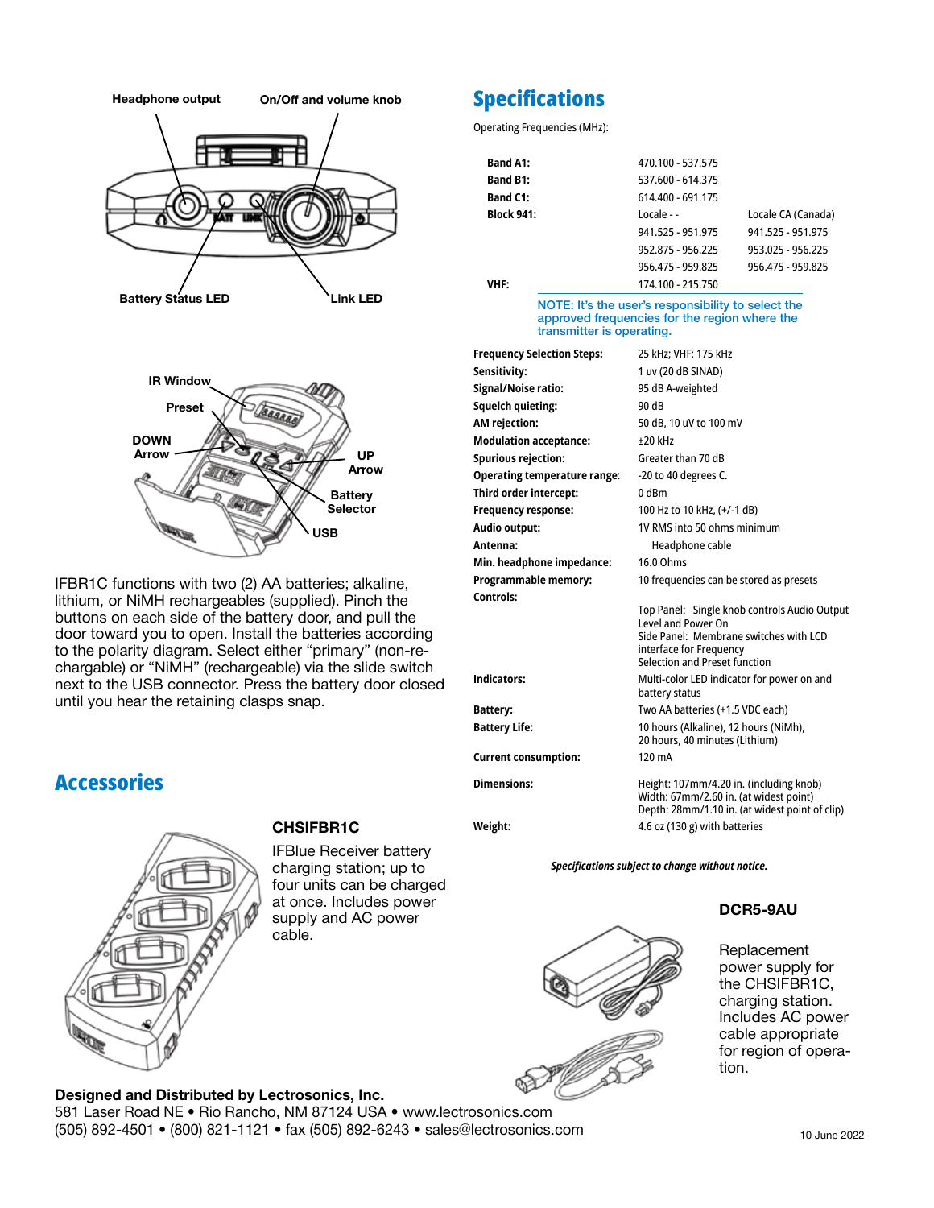Headphone output

On/Off and volume knob

Battery Status LED

Link LED

IR Window

Preset

DOWN Arrow

UP Arrow

Battery Selector

USB

IFBR1C functions with two (2) AA batteries; alkaline, lithium, or NiMH rechargeables (supplied). Pinch the buttons on each side of the battery door, and pull the door toward you to open. Install the batteries according to the polarity diagram. Select either "primary" (non-rechargable) or "NiMH" (rechargeable) via the slide switch next to the USB connector. Press the battery door closed until you hear the retaining clasps snap.

## Accessories

### CHSIFBR1C

IFBlue Receiver battery charging station; up to four units can be charged at once. Includes power supply and AC power cable.

## Specifications

Operating Frequencies (MHz):

| | | |
|---|---|---|
| **Band A1:** | 470.100 - 537.575 | |
| **Band B1:** | 537.600 - 614.375 | |
| **Band C1:** | 614.400 - 691.175 | |
| **Block 941:** | Locale - - | Locale CA (Canada) |
| | 941.525 - 951.975 | 941.525 - 951.975 |
| | 952.875 - 956.225 | 953.025 - 956.225 |
| | 956.475 - 959.825 | 956.475 - 959.825 |
| **VHF:** | 174.100 - 215.750 | |

NOTE: It's the user's responsibility to select the approved frequencies for the region where the transmitter is operating.

| | |
|---|---|
| **Frequency Selection Steps:** | 25 kHz; VHF: 175 kHz |
| **Sensitivity:** | 1 uv (20 dB SINAD) |
| **Signal/Noise ratio:** | 95 dB A-weighted |
| **Squelch quieting:** | 90 dB |
| **AM rejection:** | 50 dB, 10 uV to 100 mV |
| **Modulation acceptance:** | ±20 kHz |
| **Spurious rejection:** | Greater than 70 dB |
| **Operating temperature range:** | -20 to 40 degrees C. |
| **Third order intercept:** | 0 dBm |
| **Frequency response:** | 100 Hz to 10 kHz, (+/-1 dB) |
| **Audio output:** | 1V RMS into 50 ohms minimum |
| **Antenna:** | Headphone cable |
| **Min. headphone impedance:** | 16.0 Ohms |
| **Programmable memory:** | 10 frequencies can be stored as presets |
| **Controls:** | Top Panel: Single knob controls Audio Output Level and Power On<br>Side Panel: Membrane switches with LCD interface for Frequency Selection and Preset function |
| **Indicators:** | Multi-color LED indicator for power on and battery status |
| **Battery:** | Two AA batteries (+1.5 VDC each) |
| **Battery Life:** | 10 hours (Alkaline), 12 hours (NiMh), 20 hours, 40 minutes (Lithium) |
| **Current consumption:** | 120 mA |
| **Dimensions:** | Height: 107mm/4.20 in. (including knob)<br>Width: 67mm/2.60 in. (at widest point)<br>Depth: 28mm/1.10 in. (at widest point of clip) |
| **Weight:** | 4.6 oz (130 g) with batteries |

***Specifications subject to change without notice.***

### DCR5-9AU

Replacement power supply for the CHSIFBR1C, charging station. Includes AC power cable appropriate for region of operation.

**Designed and Distributed by Lectrosonics, Inc.**
581 Laser Road NE • Rio Rancho, NM 87124 USA • www.lectrosonics.com
(505) 892-4501 • (800) 821-1121 • fax (505) 892-6243 • sales@lectrosonics.com

10 June 2022